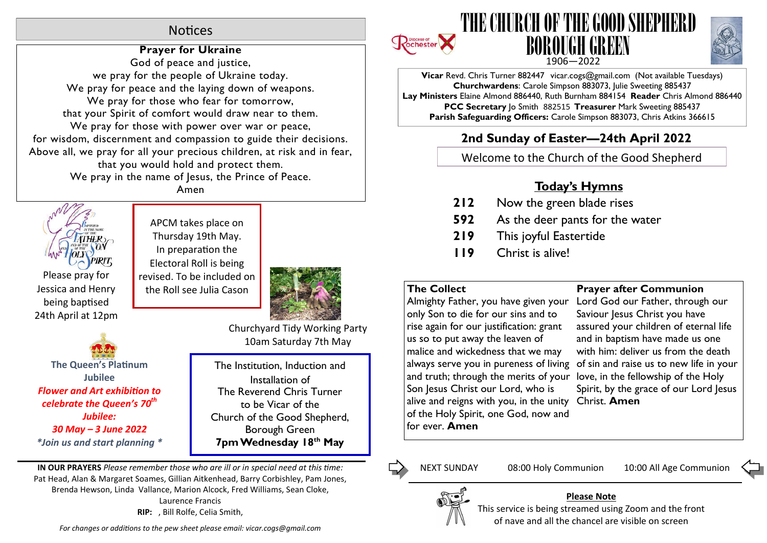# THE CHURCH OF THE GOOD SHEPHERD BOROUGH GREEN

1906—2022

**Vicar** Revd. Chris Turner 882447 vicar.cogs@gmail.com (Not available Tuesdays)
**Churchwardens**: Carole Simpson 883073, Julie Sweeting 885437
**Lay Ministers** Elaine Almond 886440, Ruth Burnham 884154 **Reader** Chris Almond 886440
**PCC Secretary** Jo Smith 882515 **Treasurer** Mark Sweeting 885437
**Parish Safeguarding Officers:** Carole Simpson 883073, Chris Atkins 366615

## 2nd Sunday of Easter—24th April 2022

Welcome to the Church of the Good Shepherd

### Today's Hymns

| | |
|---|---|
| **212** | Now the green blade rises |
| **592** | As the deer pants for the water |
| **219** | This joyful Eastertide |
| **119** | Christ is alive! |

**The Collect**

Almighty Father, you have given your only Son to die for our sins and to rise again for our justification: grant us so to put away the leaven of malice and wickedness that we may always serve you in pureness of living and truth; through the merits of your Son Jesus Christ our Lord, who is alive and reigns with you, in the unity of the Holy Spirit, one God, now and for ever. **Amen**

**Prayer after Communion**

Lord God our Father, through our Saviour Jesus Christ you have assured your children of eternal life and in baptism have made us one with him: deliver us from the death of sin and raise us to new life in your love, in the fellowship of the Holy Spirit, by the grace of our Lord Jesus Christ. **Amen**

NEXT SUNDAY 08:00 Holy Communion 10:00 All Age Communion

**Please Note**

This service is being streamed using Zoom and the front of nave and all the chancel are visible on screen

## Notices

**Prayer for Ukraine**

God of peace and justice,
we pray for the people of Ukraine today.
We pray for peace and the laying down of weapons.
We pray for those who fear for tomorrow,
that your Spirit of comfort would draw near to them.
We pray for those with power over war or peace,
for wisdom, discernment and compassion to guide their decisions.
Above all, we pray for all your precious children, at risk and in fear,
that you would hold and protect them.
We pray in the name of Jesus, the Prince of Peace.
Amen

Please pray for Jessica and Henry being baptised 24th April at 12pm

APCM takes place on Thursday 19th May. In preparation the Electoral Roll is being revised. To be included on the Roll see Julia Cason

Churchyard Tidy Working Party 10am Saturday 7th May

**The Queen's Platinum Jubilee**

***Flower and Art exhibition to celebrate the Queen's 70th Jubilee:***

***30 May – 3 June 2022***

****Join us and start planning ****

The Institution, Induction and Installation of
The Reverend Chris Turner
to be Vicar of the
Church of the Good Shepherd, Borough Green
**7pm Wednesday 18th May**

**IN OUR PRAYERS** *Please remember those who are ill or in special need at this time:*
Pat Head, Alan & Margaret Soames, Gillian Aitkenhead, Barry Corbishley, Pam Jones, Brenda Hewson, Linda Vallance, Marion Alcock, Fred Williams, Sean Cloke, Laurence Francis

**RIP:** , Bill Rolfe, Celia Smith,

*For changes or additions to the pew sheet please email: vicar.cogs@gmail.com*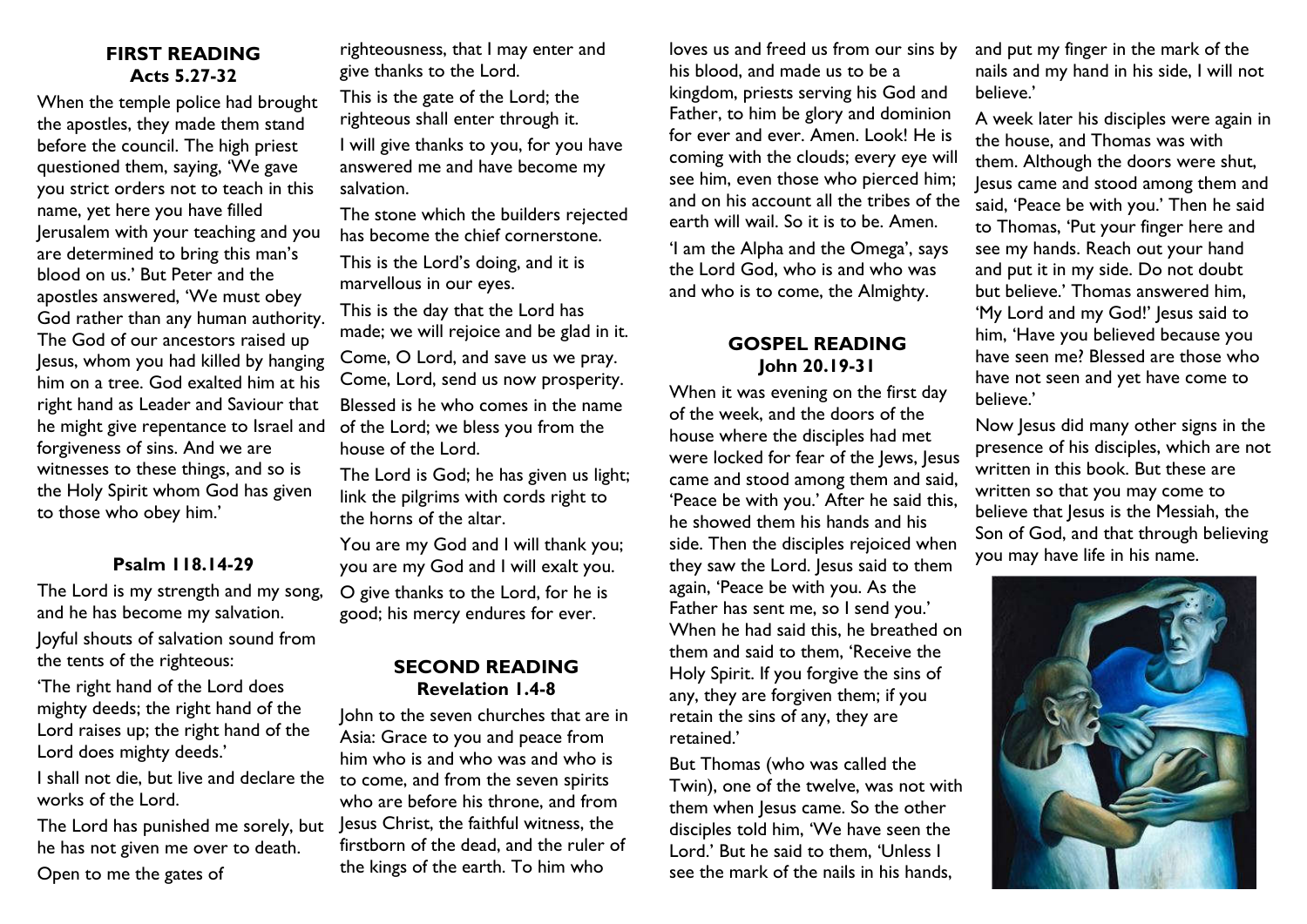## FIRST READING
### Acts 5.27-32

When the temple police had brought the apostles, they made them stand before the council. The high priest questioned them, saying, 'We gave you strict orders not to teach in this name, yet here you have filled Jerusalem with your teaching and you are determined to bring this man's blood on us.' But Peter and the apostles answered, 'We must obey God rather than any human authority. The God of our ancestors raised up Jesus, whom you had killed by hanging him on a tree. God exalted him at his right hand as Leader and Saviour that he might give repentance to Israel and forgiveness of sins. And we are witnesses to these things, and so is the Holy Spirit whom God has given to those who obey him.'

### Psalm 118.14-29

The Lord is my strength and my song, and he has become my salvation.

Joyful shouts of salvation sound from the tents of the righteous:

'The right hand of the Lord does mighty deeds; the right hand of the Lord raises up; the right hand of the Lord does mighty deeds.'

I shall not die, but live and declare the works of the Lord.

The Lord has punished me sorely, but he has not given me over to death.

Open to me the gates of righteousness, that I may enter and give thanks to the Lord.

This is the gate of the Lord; the righteous shall enter through it.

I will give thanks to you, for you have answered me and have become my salvation.

The stone which the builders rejected has become the chief cornerstone.

This is the Lord's doing, and it is marvellous in our eyes.

This is the day that the Lord has made; we will rejoice and be glad in it.

Come, O Lord, and save us we pray. Come, Lord, send us now prosperity.

Blessed is he who comes in the name of the Lord; we bless you from the house of the Lord.

The Lord is God; he has given us light; link the pilgrims with cords right to the horns of the altar.

You are my God and I will thank you; you are my God and I will exalt you.

O give thanks to the Lord, for he is good; his mercy endures for ever.

## SECOND READING
### Revelation 1.4-8

John to the seven churches that are in Asia: Grace to you and peace from him who is and who was and who is to come, and from the seven spirits who are before his throne, and from Jesus Christ, the faithful witness, the firstborn of the dead, and the ruler of the kings of the earth. To him who loves us and freed us from our sins by his blood, and made us to be a kingdom, priests serving his God and Father, to him be glory and dominion for ever and ever. Amen. Look! He is coming with the clouds; every eye will see him, even those who pierced him; and on his account all the tribes of the earth will wail. So it is to be. Amen.

'I am the Alpha and the Omega', says the Lord God, who is and who was and who is to come, the Almighty.

## GOSPEL READING
### John 20.19-31

When it was evening on the first day of the week, and the doors of the house where the disciples had met were locked for fear of the Jews, Jesus came and stood among them and said, 'Peace be with you.' After he said this, he showed them his hands and his side. Then the disciples rejoiced when they saw the Lord. Jesus said to them again, 'Peace be with you. As the Father has sent me, so I send you.' When he had said this, he breathed on them and said to them, 'Receive the Holy Spirit. If you forgive the sins of any, they are forgiven them; if you retain the sins of any, they are retained.'

But Thomas (who was called the Twin), one of the twelve, was not with them when Jesus came. So the other disciples told him, 'We have seen the Lord.' But he said to them, 'Unless I see the mark of the nails in his hands, and put my finger in the mark of the nails and my hand in his side, I will not believe.'

A week later his disciples were again in the house, and Thomas was with them. Although the doors were shut, Jesus came and stood among them and said, 'Peace be with you.' Then he said to Thomas, 'Put your finger here and see my hands. Reach out your hand and put it in my side. Do not doubt but believe.' Thomas answered him, 'My Lord and my God!' Jesus said to him, 'Have you believed because you have seen me? Blessed are those who have not seen and yet have come to believe.'

Now Jesus did many other signs in the presence of his disciples, which are not written in this book. But these are written so that you may come to believe that Jesus is the Messiah, the Son of God, and that through believing you may have life in his name.